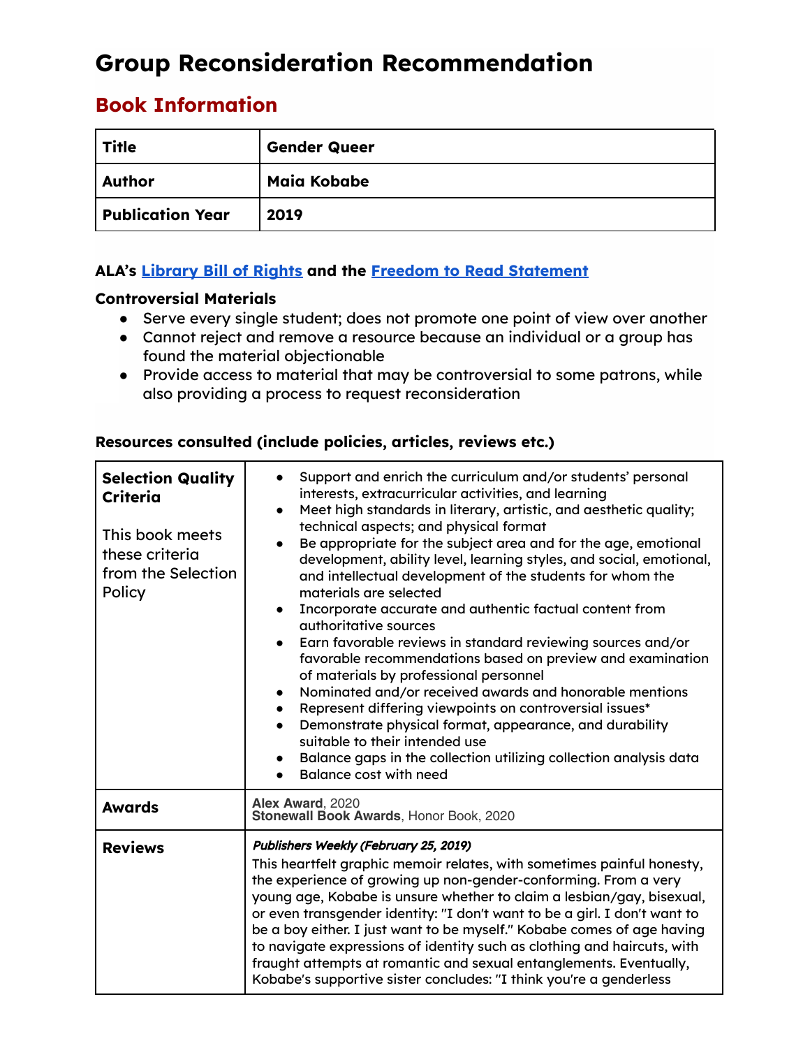# Group Reconsideration Recommendation

## Book Information

| Title | Gender Queer |
|---|---|
| Author | Maia Kobabe |
| Publication Year | 2019 |

**ALA's Library Bill of Rights and the Freedom to Read Statement**

**Controversial Materials**

- Serve every single student; does not promote one point of view over another
- Cannot reject and remove a resource because an individual or a group has found the material objectionable
- Provide access to material that may be controversial to some patrons, while also providing a process to request reconsideration

**Resources consulted (include policies, articles, reviews etc.)**

| | |
|---|---|
| **Selection Quality Criteria**<br><br>This book meets these criteria from the Selection Policy | • Support and enrich the curriculum and/or students' personal interests, extracurricular activities, and learning<br>• Meet high standards in literary, artistic, and aesthetic quality; technical aspects; and physical format<br>• Be appropriate for the subject area and for the age, emotional development, ability level, learning styles, and social, emotional, and intellectual development of the students for whom the materials are selected<br>• Incorporate accurate and authentic factual content from authoritative sources<br>• Earn favorable reviews in standard reviewing sources and/or favorable recommendations based on preview and examination of materials by professional personnel<br>• Nominated and/or received awards and honorable mentions<br>• Represent differing viewpoints on controversial issues*<br>• Demonstrate physical format, appearance, and durability suitable to their intended use<br>• Balance gaps in the collection utilizing collection analysis data<br>• Balance cost with need |
| **Awards** | **Alex Award**, 2020<br>**Stonewall Book Awards**, Honor Book, 2020 |
| **Reviews** | ***Publishers Weekly (February 25, 2019)***<br>This heartfelt graphic memoir relates, with sometimes painful honesty, the experience of growing up non-gender-conforming. From a very young age, Kobabe is unsure whether to claim a lesbian/gay, bisexual, or even transgender identity: "I don't want to be a girl. I don't want to be a boy either. I just want to be myself." Kobabe comes of age having to navigate expressions of identity such as clothing and haircuts, with fraught attempts at romantic and sexual entanglements. Eventually, Kobabe's supportive sister concludes: "I think you're a genderless |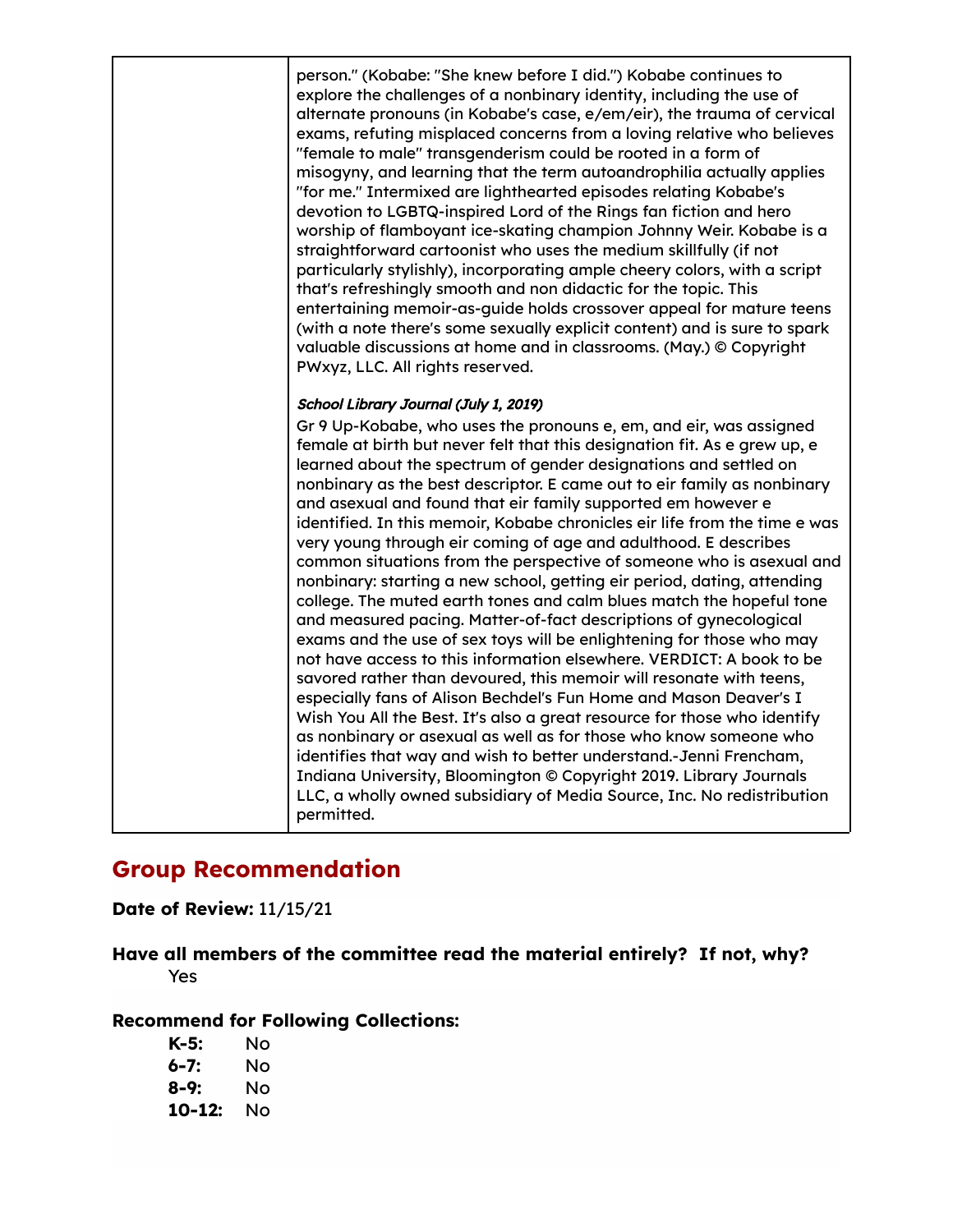| | person." (Kobabe: "She knew before I did.") Kobabe continues to explore the challenges of a nonbinary identity, including the use of alternate pronouns (in Kobabe's case, e/em/eir), the trauma of cervical exams, refuting misplaced concerns from a loving relative who believes "female to male" transgenderism could be rooted in a form of misogyny, and learning that the term autoandrophilia actually applies "for me." Intermixed are lighthearted episodes relating Kobabe's devotion to LGBTQ-inspired Lord of the Rings fan fiction and hero worship of flamboyant ice-skating champion Johnny Weir. Kobabe is a straightforward cartoonist who uses the medium skillfully (if not particularly stylishly), incorporating ample cheery colors, with a script that's refreshingly smooth and non didactic for the topic. This entertaining memoir-as-guide holds crossover appeal for mature teens (with a note there's some sexually explicit content) and is sure to spark valuable discussions at home and in classrooms. (May.) © Copyright PWxyz, LLC. All rights reserved.<br><br>***School Library Journal (July 1, 2019)***<br>Gr 9 Up-Kobabe, who uses the pronouns e, em, and eir, was assigned female at birth but never felt that this designation fit. As e grew up, e learned about the spectrum of gender designations and settled on nonbinary as the best descriptor. E came out to eir family as nonbinary and asexual and found that eir family supported em however e identified. In this memoir, Kobabe chronicles eir life from the time e was very young through eir coming of age and adulthood. E describes common situations from the perspective of someone who is asexual and nonbinary: starting a new school, getting eir period, dating, attending college. The muted earth tones and calm blues match the hopeful tone and measured pacing. Matter-of-fact descriptions of gynecological exams and the use of sex toys will be enlightening for those who may not have access to this information elsewhere. VERDICT: A book to be savored rather than devoured, this memoir will resonate with teens, especially fans of Alison Bechdel's Fun Home and Mason Deaver's I Wish You All the Best. It's also a great resource for those who identify as nonbinary or asexual as well as for those who know someone who identifies that way and wish to better understand.-Jenni Frencham, Indiana University, Bloomington © Copyright 2019. Library Journals LLC, a wholly owned subsidiary of Media Source, Inc. No redistribution permitted. |
|---|---|

## Group Recommendation

**Date of Review:** 11/15/21

**Have all members of the committee read the material entirely? If not, why?**
Yes

**Recommend for Following Collections:**

**K-5:** No
**6-7:** No
**8-9:** No
**10-12:** No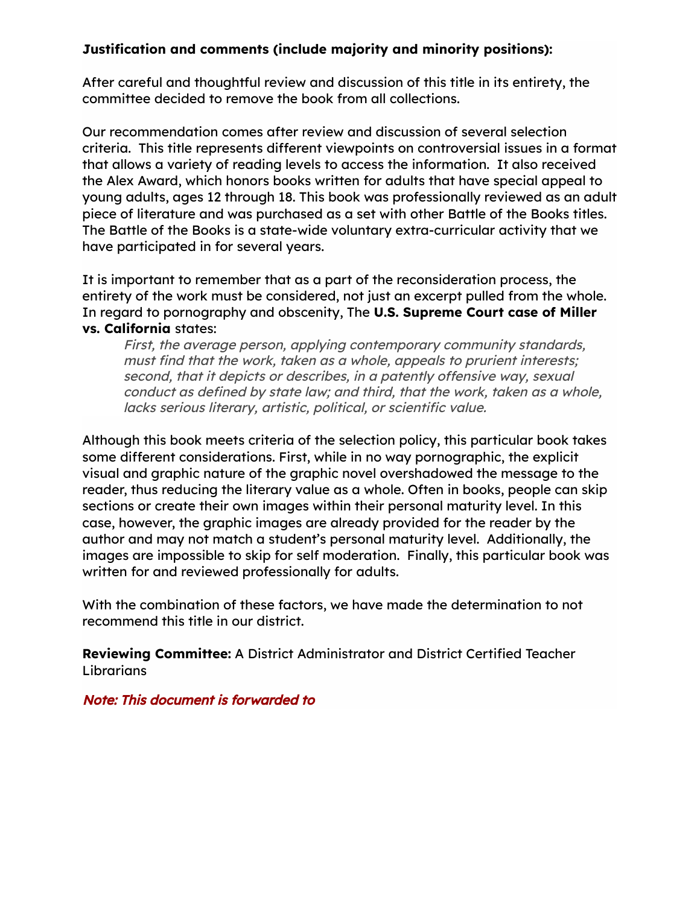**Justification and comments (include majority and minority positions):**

After careful and thoughtful review and discussion of this title in its entirety, the committee decided to remove the book from all collections.

Our recommendation comes after review and discussion of several selection criteria. This title represents different viewpoints on controversial issues in a format that allows a variety of reading levels to access the information. It also received the Alex Award, which honors books written for adults that have special appeal to young adults, ages 12 through 18. This book was professionally reviewed as an adult piece of literature and was purchased as a set with other Battle of the Books titles. The Battle of the Books is a state-wide voluntary extra-curricular activity that we have participated in for several years.

It is important to remember that as a part of the reconsideration process, the entirety of the work must be considered, not just an excerpt pulled from the whole. In regard to pornography and obscenity, The **U.S. Supreme Court case of Miller vs. California** states:

> *First, the average person, applying contemporary community standards, must find that the work, taken as a whole, appeals to prurient interests; second, that it depicts or describes, in a patently offensive way, sexual conduct as defined by state law; and third, that the work, taken as a whole, lacks serious literary, artistic, political, or scientific value.*

Although this book meets criteria of the selection policy, this particular book takes some different considerations. First, while in no way pornographic, the explicit visual and graphic nature of the graphic novel overshadowed the message to the reader, thus reducing the literary value as a whole. Often in books, people can skip sections or create their own images within their personal maturity level. In this case, however, the graphic images are already provided for the reader by the author and may not match a student's personal maturity level. Additionally, the images are impossible to skip for self moderation. Finally, this particular book was written for and reviewed professionally for adults.

With the combination of these factors, we have made the determination to not recommend this title in our district.

**Reviewing Committee:** A District Administrator and District Certified Teacher Librarians

***Note: This document is forwarded to***